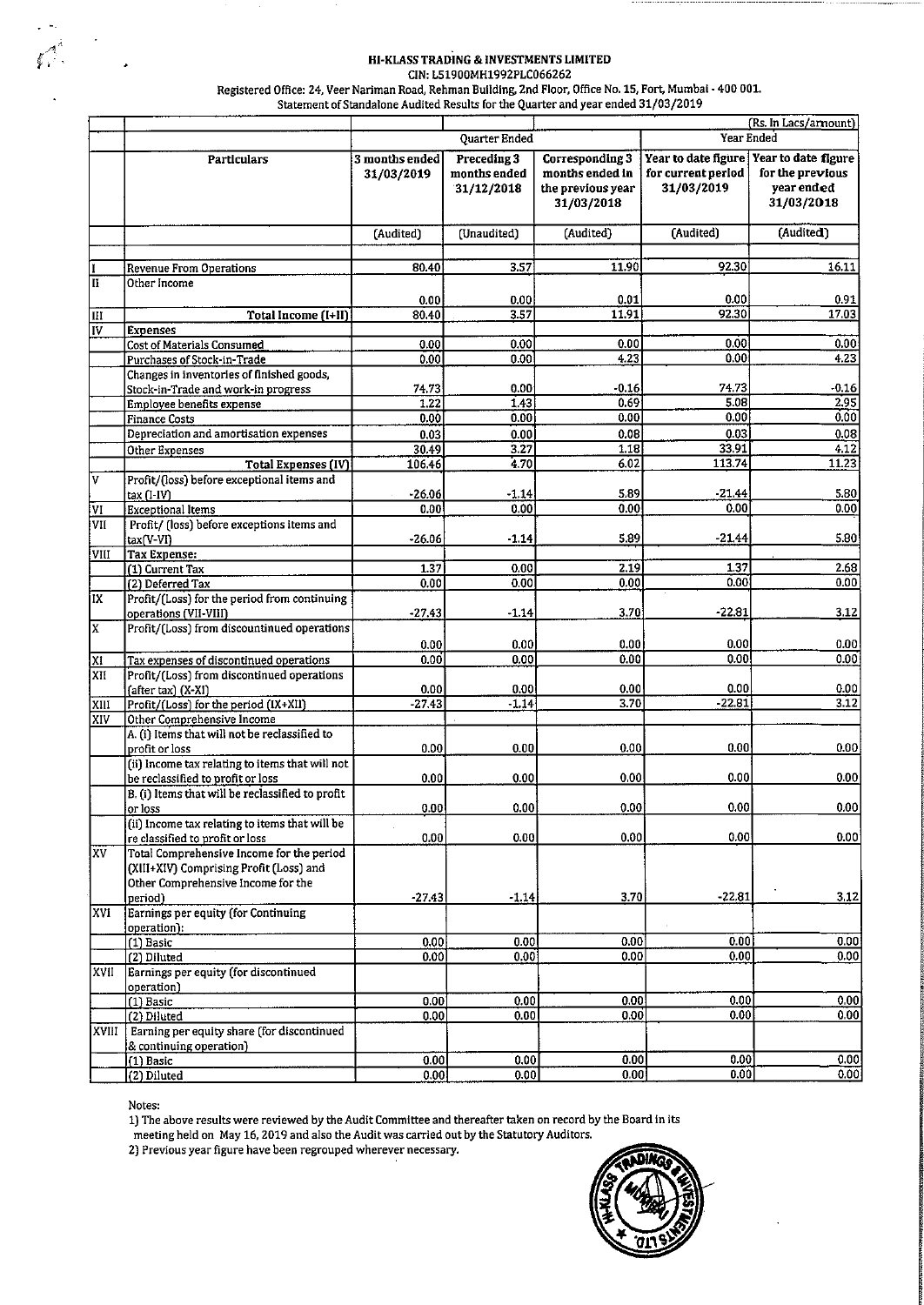# HI-KLASS TRADING & INVESTMENTS LIMITED

CIN: L51900MH1992PLC066262

Registered Office: 24, Veer Nariman Road, Rehman Building, 2nd Floor, Office No. 15, Fort, Mumbai - 400 001.

Statement of Standalone Audited Results for the Quarter and year ended 31/03/2019

(Rs. In Lacs/amount)

| | | Quarter Ended | | | Year Ended | |
|---|---|---|---|---|---|---|
| | Particulars | 3 months ended 31/03/2019 | Preceding 3 months ended 31/12/2018 | Corresponding 3 months ended in the previous year 31/03/2018 | Year to date figure for current period 31/03/2019 | Year to date figure for the previous year ended 31/03/2018 |
| | | (Audited) | (Unaudited) | (Audited) | (Audited) | (Audited) |
| I | Revenue From Operations | 80.40 | 3.57 | 11.90 | 92.30 | 16.11 |
| II | Other Income | 0.00 | 0.00 | 0.01 | 0.00 | 0.91 |
| III | Total Income (I+II) | 80.40 | 3.57 | 11.91 | 92.30 | 17.03 |
| IV | Expenses | | | | | |
| | Cost of Materials Consumed | 0.00 | 0.00 | 0.00 | 0.00 | 0.00 |
| | Purchases of Stock-in-Trade | 0.00 | 0.00 | 4.23 | 0.00 | 4.23 |
| | Changes in inventories of finished goods, Stock-in-Trade and work-in progress | 74.73 | 0.00 | -0.16 | 74.73 | -0.16 |
| | Employee benefits expense | 1.22 | 1.43 | 0.69 | 5.08 | 2.95 |
| | Finance Costs | 0.00 | 0.00 | 0.00 | 0.00 | 0.00 |
| | Depreciation and amortisation expenses | 0.03 | 0.00 | 0.08 | 0.03 | 0.08 |
| | Other Expenses | 30.49 | 3.27 | 1.18 | 33.91 | 4.12 |
| | Total Expenses (IV) | 106.46 | 4.70 | 6.02 | 113.74 | 11.23 |
| V | Profit/(loss) before exceptional items and tax (I-IV) | -26.06 | -1.14 | 5.89 | -21.44 | 5.80 |
| VI | Exceptional Items | 0.00 | 0.00 | 0.00 | 0.00 | 0.00 |
| VII | Profit/ (loss) before exceptions items and tax(V-VI) | -26.06 | -1.14 | 5.89 | -21.44 | 5.80 |
| VIII | Tax Expense: | | | | | |
| | (1) Current Tax | 1.37 | 0.00 | 2.19 | 1.37 | 2.68 |
| | (2) Deferred Tax | 0.00 | 0.00 | 0.00 | 0.00 | 0.00 |
| IX | Profit/(Loss) for the period from continuing operations (VII-VIII) | -27.43 | -1.14 | 3.70 | -22.81 | 3.12 |
| X | Profit/(Loss) from discountinued operations | 0.00 | 0.00 | 0.00 | 0.00 | 0.00 |
| XI | Tax expenses of discontinued operations | 0.00 | 0.00 | 0.00 | 0.00 | 0.00 |
| XII | Profit/(Loss) from discontinued operations (after tax) (X-XI) | 0.00 | 0.00 | 0.00 | 0.00 | 0.00 |
| XIII | Profit/(Loss) for the period (IX+XII) | -27.43 | -1.14 | 3.70 | -22.81 | 3.12 |
| XIV | Other Comprehensive Income | | | | | |
| | A. (i) Items that will not be reclassified to profit or loss | 0.00 | 0.00 | 0.00 | 0.00 | 0.00 |
| | (ii) Income tax relating to items that will not be reclassified to profit or loss | 0.00 | 0.00 | 0.00 | 0.00 | 0.00 |
| | B. (i) Items that will be reclassified to profit or loss | 0.00 | 0.00 | 0.00 | 0.00 | 0.00 |
| | (ii) Income tax relating to items that will be re classified to profit or loss | 0.00 | 0.00 | 0.00 | 0.00 | 0.00 |
| XV | Total Comprehensive Income for the period (XIII+XIV) Comprising Profit (Loss) and Other Comprehensive Income for the period) | -27.43 | -1.14 | 3.70 | -22.81 | 3.12 |
| XVI | Earnings per equity (for Continuing operation): | | | | | |
| | (1) Basic | 0.00 | 0.00 | 0.00 | 0.00 | 0.00 |
| | (2) Diluted | 0.00 | 0.00 | 0.00 | 0.00 | 0.00 |
| XVII | Earnings per equity (for discontinued operation) | | | | | |
| | (1) Basic | 0.00 | 0.00 | 0.00 | 0.00 | 0.00 |
| | (2) Diluted | 0.00 | 0.00 | 0.00 | 0.00 | 0.00 |
| XVIII | Earning per equity share (for discontinued & continuing operation) | | | | | |
| | (1) Basic | 0.00 | 0.00 | 0.00 | 0.00 | 0.00 |
| | (2) Diluted | 0.00 | 0.00 | 0.00 | 0.00 | 0.00 |

Notes:

1) The above results were reviewed by the Audit Committee and thereafter taken on record by the Board in its meeting held on May 16, 2019 and also the Audit was carried out by the Statutory Auditors.

2) Previous year figure have been regrouped wherever necessary.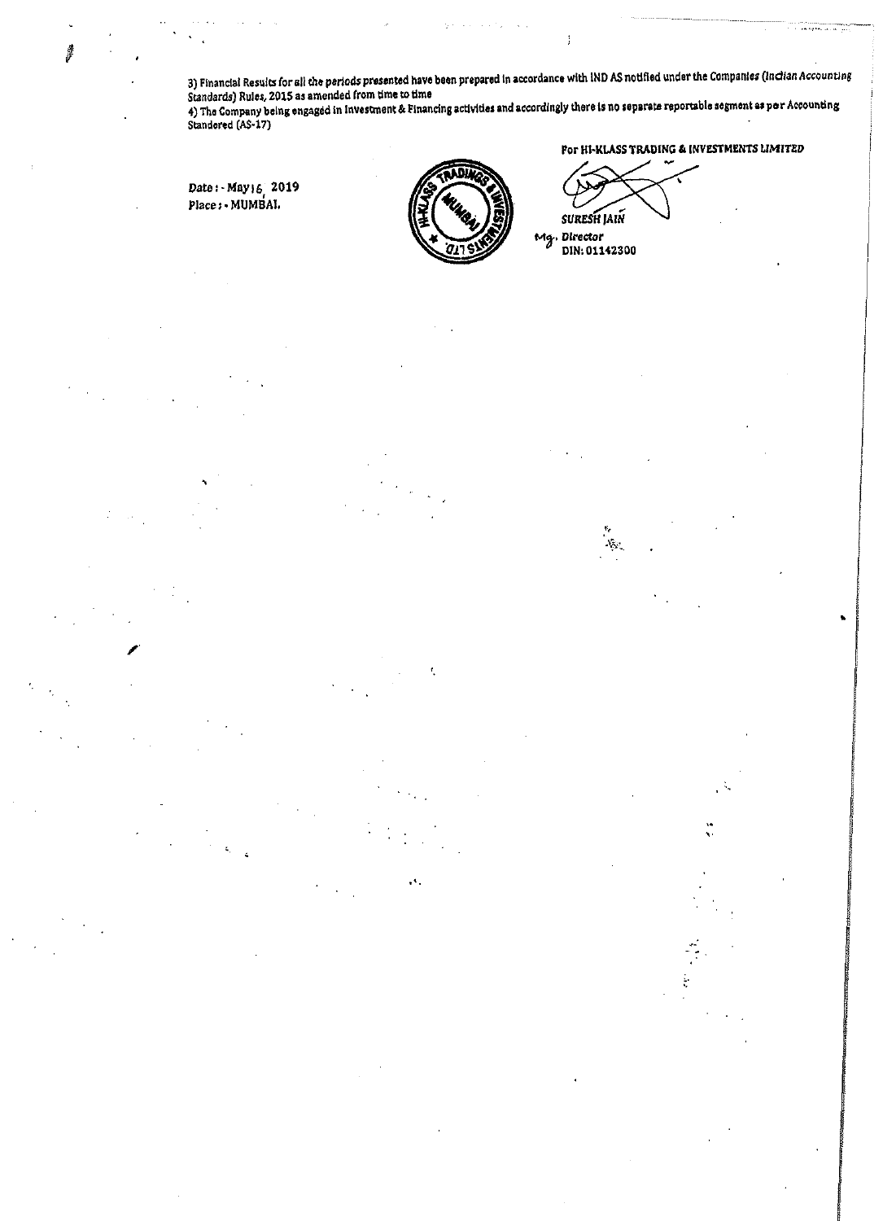3) Financial Results for all the periods presented have been prepared in accordance with IND AS notified under the Companies (Indian Accounting Standards) Rules, 2015 as amended from time to time

4) The Company being engaged in Investment & Financing activities and accordingly there is no separate reportable segment as per Accounting Standered (AS-17)

For HI-KLASS TRADING & INVESTMENTS LIMITED

Date : - May 16, 2019
Place : - MUMBAI.

SURESH JAIN
Mg. Director
DIN: 01142300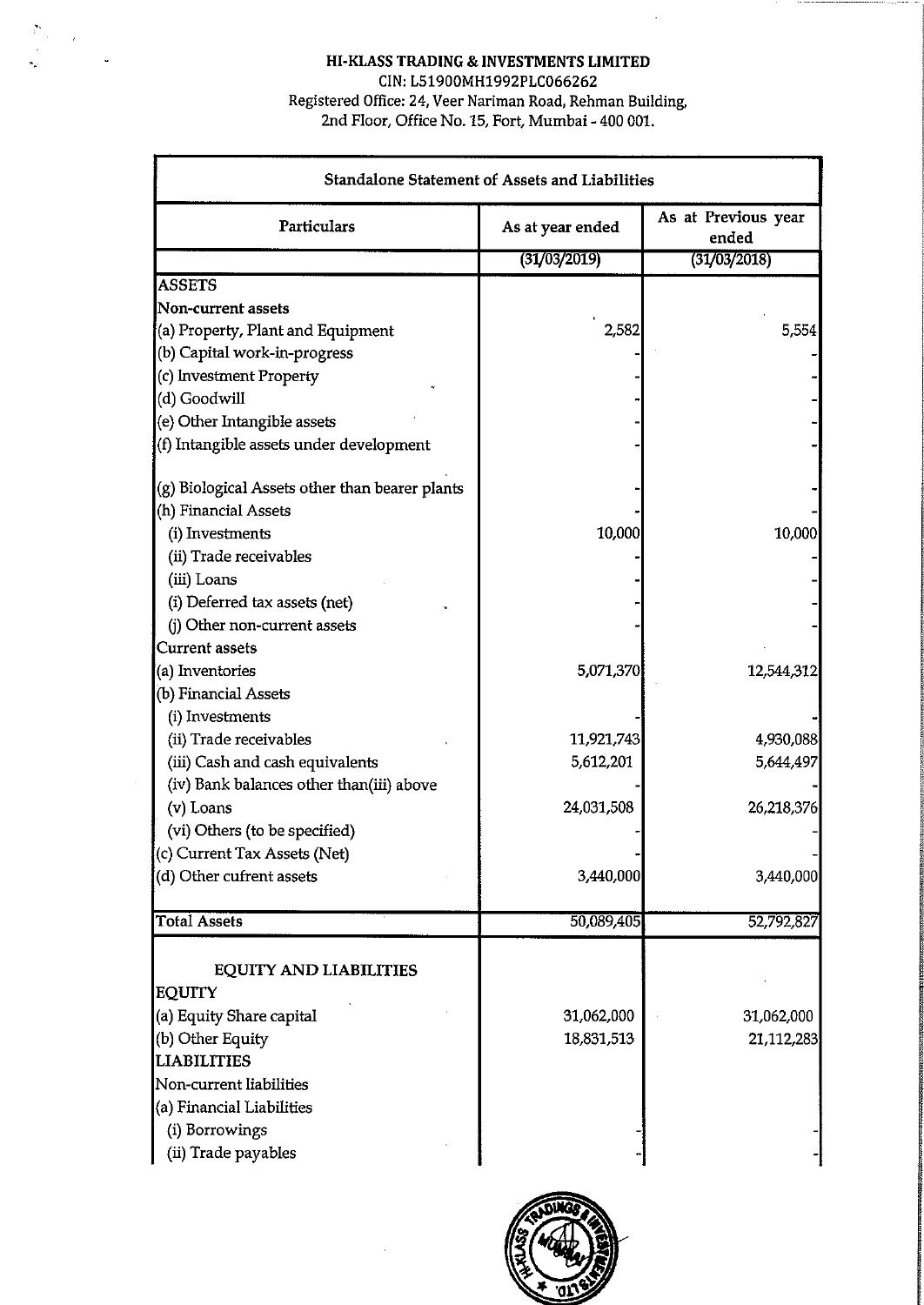**HI-KLASS TRADING & INVESTMENTS LIMITED**

CIN: L51900MH1992PLC066262

Registered Office: 24, Veer Nariman Road, Rehman Building, 2nd Floor, Office No. 15, Fort, Mumbai - 400 001.

| Standalone Statement of Assets and Liabilities | | |
|---|---|---|
| **Particulars** | **As at year ended** | **As at Previous year ended** |
| | (31/03/2019) | (31/03/2018) |
| **ASSETS** | | |
| Non-current assets | | |
| (a) Property, Plant and Equipment | 2,582 | 5,554 |
| (b) Capital work-in-progress | - | - |
| (c) Investment Property | - | - |
| (d) Goodwill | - | - |
| (e) Other Intangible assets | - | - |
| (f) Intangible assets under development | - | - |
| (g) Biological Assets other than bearer plants | - | - |
| (h) Financial Assets | - | - |
| (i) Investments | 10,000 | 10,000 |
| (ii) Trade receivables | - | - |
| (iii) Loans | - | - |
| (i) Deferred tax assets (net) | - | - |
| (j) Other non-current assets | - | - |
| Current assets | | |
| (a) Inventories | 5,071,370 | 12,544,312 |
| (b) Financial Assets | | |
| (i) Investments | - | - |
| (ii) Trade receivables | 11,921,743 | 4,930,088 |
| (iii) Cash and cash equivalents | 5,612,201 | 5,644,497 |
| (iv) Bank balances other than(iii) above | - | - |
| (v) Loans | 24,031,508 | 26,218,376 |
| (vi) Others (to be specified) | - | - |
| (c) Current Tax Assets (Net) | - | - |
| (d) Other cufrent assets | 3,440,000 | 3,440,000 |
| Total Assets | 50,089,405 | 52,792,827 |
| **EQUITY AND LIABILITIES** | | |
| **EQUITY** | | |
| (a) Equity Share capital | 31,062,000 | 31,062,000 |
| (b) Other Equity | 18,831,513 | 21,112,283 |
| **LIABILITIES** | | |
| Non-current liabilities | | |
| (a) Financial Liabilities | | |
| (i) Borrowings | - | - |
| (ii) Trade payables | - | - |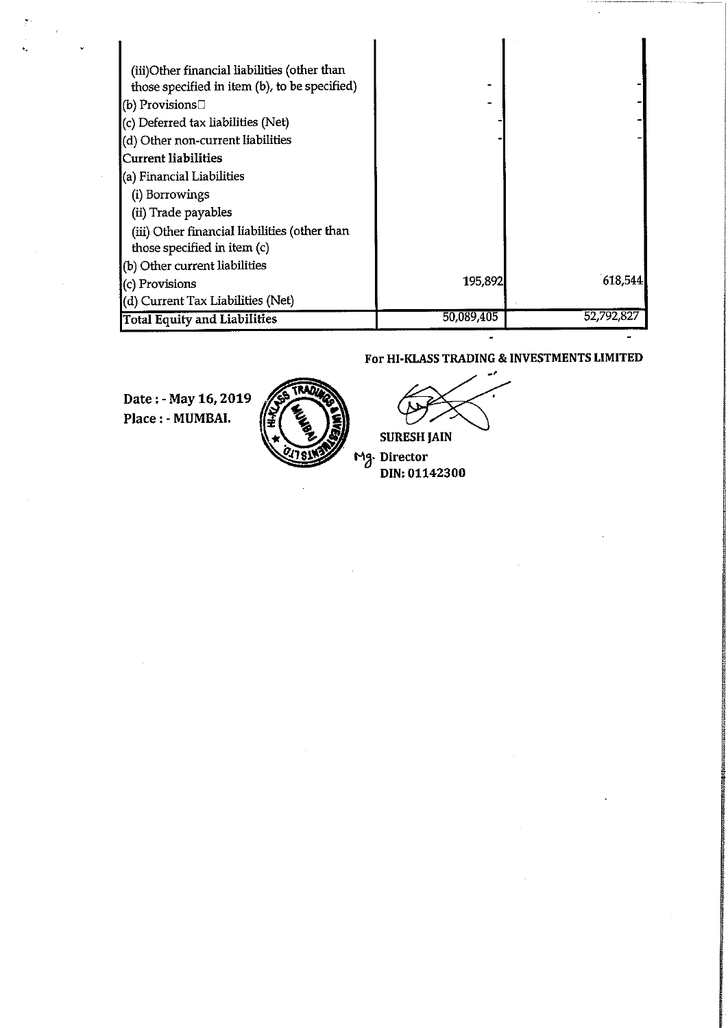| | | |
|---|---|---|
| (iii)Other financial liabilities (other than those specified in item (b), to be specified) | - | - |
| (b) Provisions | - | - |
| (c) Deferred tax liabilities (Net) | - | - |
| (d) Other non-current liabilities | - | - |
| **Current liabilities** | | |
| (a) Financial Liabilities | | |
| (i) Borrowings | | |
| (ii) Trade payables | | |
| (iii) Other financial liabilities (other than those specified in item (c) | | |
| (b) Other current liabilities | | |
| (c) Provisions | 195,892 | 618,544 |
| (d) Current Tax Liabilities (Net) | | |
| **Total Equity and Liabilities** | 50,089,405 | 52,792,827 |

**For HI-KLASS TRADING & INVESTMENTS LIMITED**

**Date : - May 16, 2019**
**Place : - MUMBAI.**

**SURESH JAIN**
Mg. **Director**
**DIN: 01142300**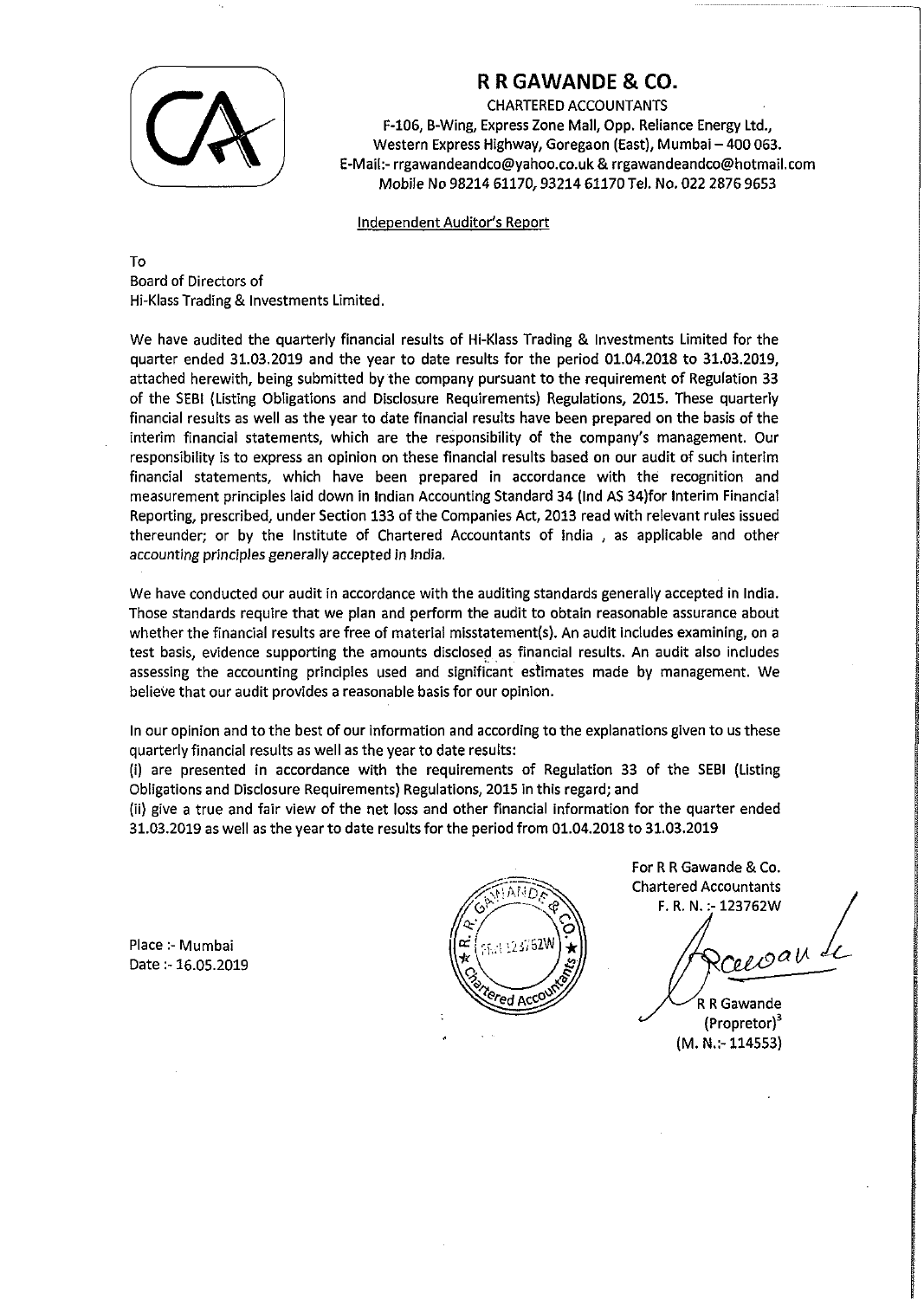# R R GAWANDE & CO.

CHARTERED ACCOUNTANTS
F-106, B-Wing, Express Zone Mall, Opp. Reliance Energy Ltd.,
Western Express Highway, Goregaon (East), Mumbai – 400 063.
E-Mail:- rrgawandeandco@yahoo.co.uk & rrgawandeandco@hotmail.com
Mobile No 98214 61170, 93214 61170 Tel. No. 022 2876 9653

Independent Auditor's Report

To
Board of Directors of
Hi-Klass Trading & Investments Limited.

We have audited the quarterly financial results of Hi-Klass Trading & Investments Limited for the quarter ended 31.03.2019 and the year to date results for the period 01.04.2018 to 31.03.2019, attached herewith, being submitted by the company pursuant to the requirement of Regulation 33 of the SEBI (Listing Obligations and Disclosure Requirements) Regulations, 2015. These quarterly financial results as well as the year to date financial results have been prepared on the basis of the interim financial statements, which are the responsibility of the company's management. Our responsibility is to express an opinion on these financial results based on our audit of such interim financial statements, which have been prepared in accordance with the recognition and measurement principles laid down in Indian Accounting Standard 34 (Ind AS 34)for Interim Financial Reporting, prescribed, under Section 133 of the Companies Act, 2013 read with relevant rules issued thereunder; or by the Institute of Chartered Accountants of India , as applicable and other accounting principles generally accepted in India.

We have conducted our audit in accordance with the auditing standards generally accepted in India. Those standards require that we plan and perform the audit to obtain reasonable assurance about whether the financial results are free of material misstatement(s). An audit includes examining, on a test basis, evidence supporting the amounts disclosed as financial results. An audit also includes assessing the accounting principles used and significant estimates made by management. We believe that our audit provides a reasonable basis for our opinion.

In our opinion and to the best of our information and according to the explanations given to us these quarterly financial results as well as the year to date results:

(i) are presented in accordance with the requirements of Regulation 33 of the SEBI (Listing Obligations and Disclosure Requirements) Regulations, 2015 in this regard; and

(ii) give a true and fair view of the net loss and other financial information for the quarter ended 31.03.2019 as well as the year to date results for the period from 01.04.2018 to 31.03.2019

For R R Gawande & Co.
Chartered Accountants
F. R. N. :- 123762W

R R Gawande
(Propretor)[3]
(M. N.:- 114553)

Place :- Mumbai
Date :- 16.05.2019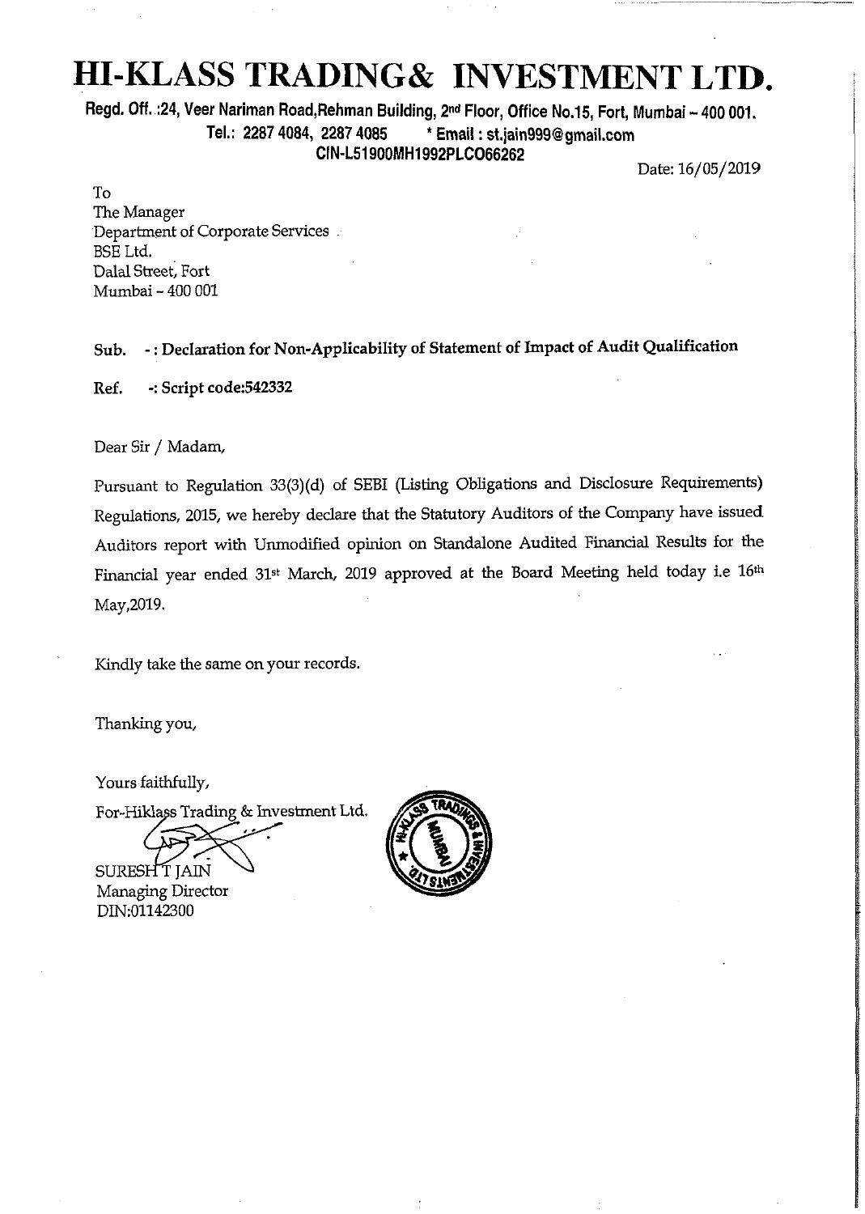# HI-KLASS TRADING& INVESTMENT LTD.

**Regd. Off. :24, Veer Nariman Road,Rehman Building, 2nd Floor, Office No.15, Fort, Mumbai – 400 001.**
**Tel.: 2287 4084, 2287 4085 * Email : st.jain999@gmail.com**
**CIN-L51900MH1992PLC066262**

Date: 16/05/2019

To
The Manager
Department of Corporate Services
BSE Ltd.
Dalal Street, Fort
Mumbai – 400 001

**Sub. -: Declaration for Non-Applicability of Statement of Impact of Audit Qualification**

**Ref. -: Script code:542332**

Dear Sir / Madam,

Pursuant to Regulation 33(3)(d) of SEBI (Listing Obligations and Disclosure Requirements) Regulations, 2015, we hereby declare that the Statutory Auditors of the Company have issued Auditors report with Unmodified opinion on Standalone Audited Financial Results for the Financial year ended 31st March, 2019 approved at the Board Meeting held today i.e 16th May,2019.

Kindly take the same on your records.

Thanking you,

Yours faithfully,
For-Hiklass Trading & Investment Ltd.

SURESH T JAIN
Managing Director
DIN:01142300